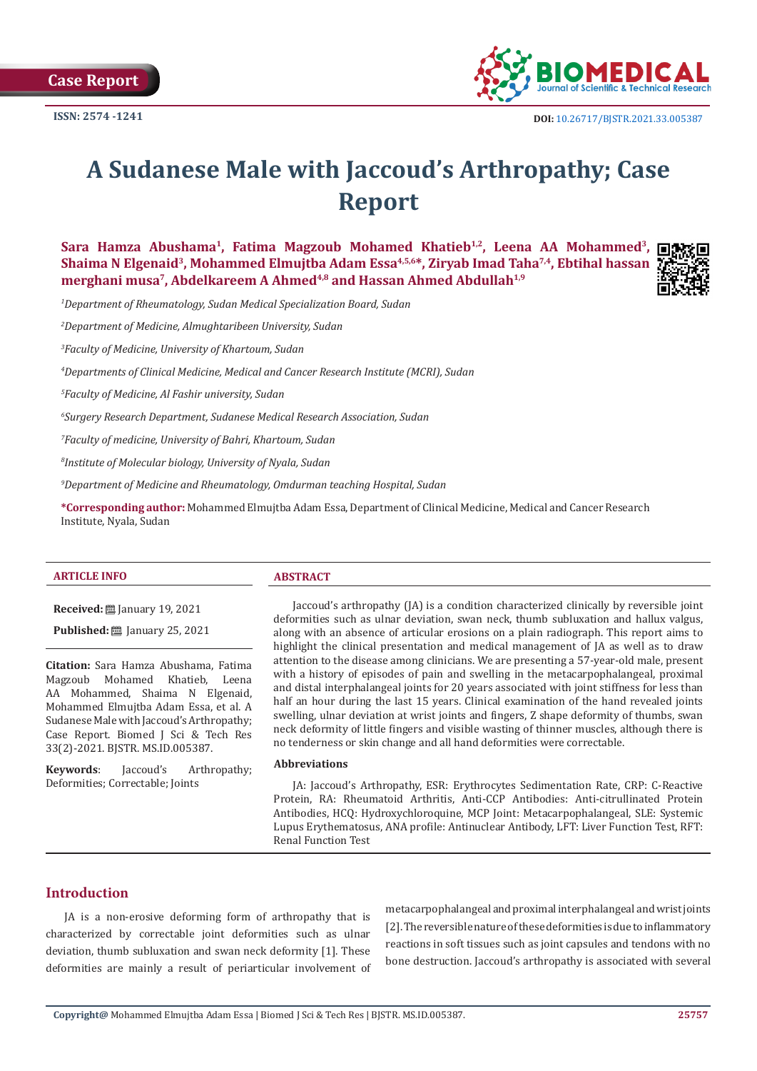Case Report

ISSN: 2574 -1241

DOI: 10.26717/BJSTR.2021.33.005387

# A Sudanese Male with Jaccoud's Arthropathy; Case Report

**Sara Hamza Abushama[1], Fatima Magzoub Mohamed Khatieb[1,2], Leena AA Mohammed[3], Shaima N Elgenaid[3], Mohammed Elmujtba Adam Essa[4,5,6]*, Ziryab Imad Taha[7,4], Ebtihal hassan merghani musa[7], Abdelkareem A Ahmed[4,8] and Hassan Ahmed Abdullah[1,9]**

[1]*Department of Rheumatology, Sudan Medical Specialization Board, Sudan*

[2]*Department of Medicine, Almughtaribeen University, Sudan*

[3]*Faculty of Medicine, University of Khartoum, Sudan*

[4]*Departments of Clinical Medicine, Medical and Cancer Research Institute (MCRI), Sudan*

[5]*Faculty of Medicine, Al Fashir university, Sudan*

[6]*Surgery Research Department, Sudanese Medical Research Association, Sudan*

[7]*Faculty of medicine, University of Bahri, Khartoum, Sudan*

[8]*Institute of Molecular biology, University of Nyala, Sudan*

[9]*Department of Medicine and Rheumatology, Omdurman teaching Hospital, Sudan*

**\*Corresponding author:** Mohammed Elmujtba Adam Essa, Department of Clinical Medicine, Medical and Cancer Research Institute, Nyala, Sudan

**ARTICLE INFO**

**Received:** January 19, 2021

**Published:** January 25, 2021

**Citation:** Sara Hamza Abushama, Fatima Magzoub Mohamed Khatieb, Leena AA Mohammed, Shaima N Elgenaid, Mohammed Elmujtba Adam Essa, et al. A Sudanese Male with Jaccoud's Arthropathy; Case Report. Biomed J Sci & Tech Res 33(2)-2021. BJSTR. MS.ID.005387.

**Keywords**: Jaccoud's Arthropathy; Deformities; Correctable; Joints

**ABSTRACT**

Jaccoud's arthropathy (JA) is a condition characterized clinically by reversible joint deformities such as ulnar deviation, swan neck, thumb subluxation and hallux valgus, along with an absence of articular erosions on a plain radiograph. This report aims to highlight the clinical presentation and medical management of JA as well as to draw attention to the disease among clinicians. We are presenting a 57-year-old male, present with a history of episodes of pain and swelling in the metacarpophalangeal, proximal and distal interphalangeal joints for 20 years associated with joint stiffness for less than half an hour during the last 15 years. Clinical examination of the hand revealed joints swelling, ulnar deviation at wrist joints and fingers, Z shape deformity of thumbs, swan neck deformity of little fingers and visible wasting of thinner muscles, although there is no tenderness or skin change and all hand deformities were correctable.

**Abbreviations**

JA: Jaccoud's Arthropathy, ESR: Erythrocytes Sedimentation Rate, CRP: C-Reactive Protein, RA: Rheumatoid Arthritis, Anti-CCP Antibodies: Anti-citrullinated Protein Antibodies, HCQ: Hydroxychloroquine, MCP Joint: Metacarpophalangeal, SLE: Systemic Lupus Erythematosus, ANA profile: Antinuclear Antibody, LFT: Liver Function Test, RFT: Renal Function Test

## Introduction

JA is a non-erosive deforming form of arthropathy that is characterized by correctable joint deformities such as ulnar deviation, thumb subluxation and swan neck deformity [1]. These deformities are mainly a result of periarticular involvement of metacarpophalangeal and proximal interphalangeal and wrist joints [2]. The reversible nature of these deformities is due to inflammatory reactions in soft tissues such as joint capsules and tendons with no bone destruction. Jaccoud's arthropathy is associated with several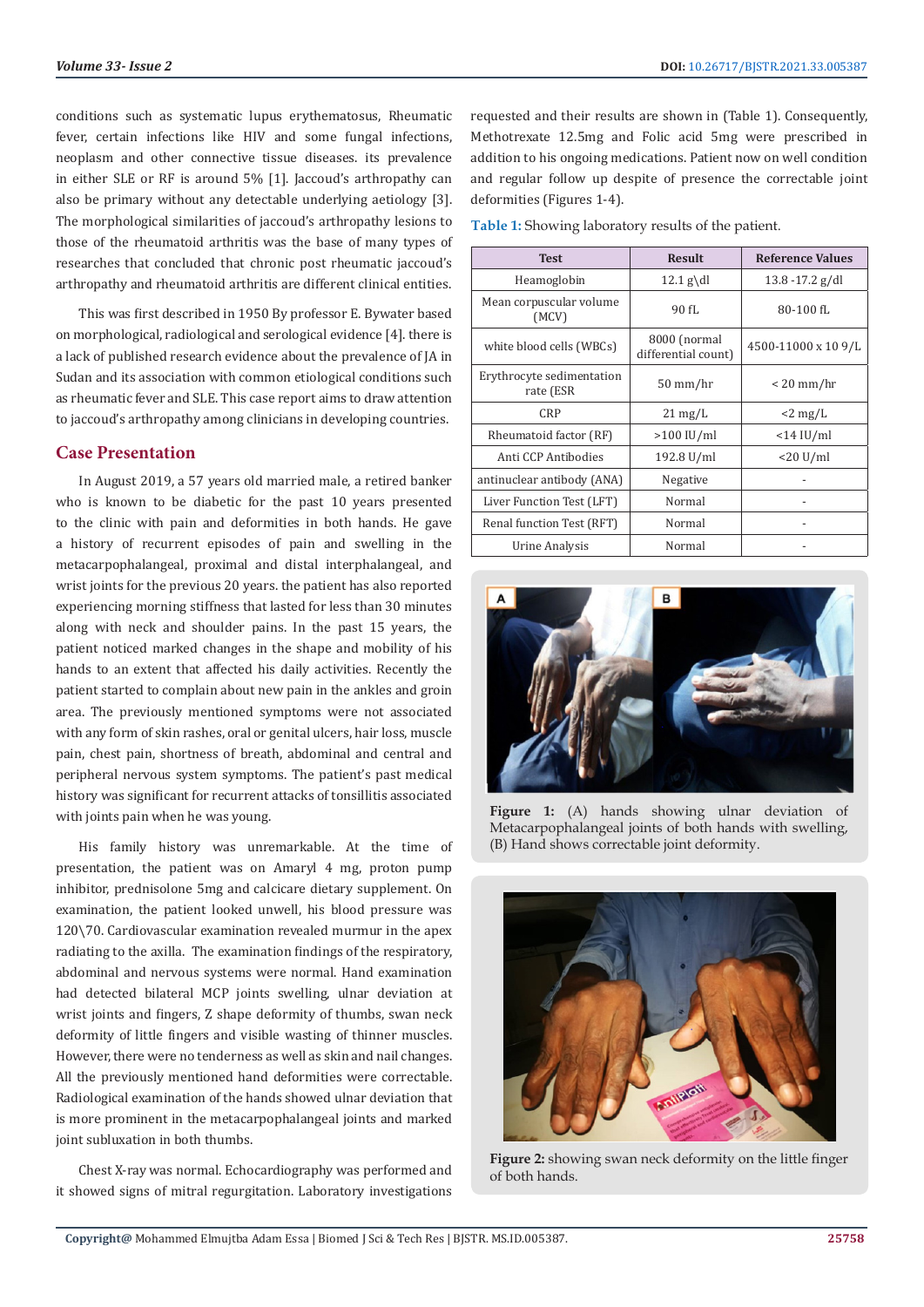conditions such as systematic lupus erythematosus, Rheumatic fever, certain infections like HIV and some fungal infections, neoplasm and other connective tissue diseases. its prevalence in either SLE or RF is around 5% [1]. Jaccoud's arthropathy can also be primary without any detectable underlying aetiology [3]. The morphological similarities of jaccoud's arthropathy lesions to those of the rheumatoid arthritis was the base of many types of researches that concluded that chronic post rheumatic jaccoud's arthropathy and rheumatoid arthritis are different clinical entities.

This was first described in 1950 By professor E. Bywater based on morphological, radiological and serological evidence [4]. there is a lack of published research evidence about the prevalence of JA in Sudan and its association with common etiological conditions such as rheumatic fever and SLE. This case report aims to draw attention to jaccoud's arthropathy among clinicians in developing countries.

## Case Presentation

In August 2019, a 57 years old married male, a retired banker who is known to be diabetic for the past 10 years presented to the clinic with pain and deformities in both hands. He gave a history of recurrent episodes of pain and swelling in the metacarpophalangeal, proximal and distal interphalangeal, and wrist joints for the previous 20 years. the patient has also reported experiencing morning stiffness that lasted for less than 30 minutes along with neck and shoulder pains. In the past 15 years, the patient noticed marked changes in the shape and mobility of his hands to an extent that affected his daily activities. Recently the patient started to complain about new pain in the ankles and groin area. The previously mentioned symptoms were not associated with any form of skin rashes, oral or genital ulcers, hair loss, muscle pain, chest pain, shortness of breath, abdominal and central and peripheral nervous system symptoms. The patient's past medical history was significant for recurrent attacks of tonsillitis associated with joints pain when he was young.

His family history was unremarkable. At the time of presentation, the patient was on Amaryl 4 mg, proton pump inhibitor, prednisolone 5mg and calcicare dietary supplement. On examination, the patient looked unwell, his blood pressure was 120\70. Cardiovascular examination revealed murmur in the apex radiating to the axilla. The examination findings of the respiratory, abdominal and nervous systems were normal. Hand examination had detected bilateral MCP joints swelling, ulnar deviation at wrist joints and fingers, Z shape deformity of thumbs, swan neck deformity of little fingers and visible wasting of thinner muscles. However, there were no tenderness as well as skin and nail changes. All the previously mentioned hand deformities were correctable. Radiological examination of the hands showed ulnar deviation that is more prominent in the metacarpophalangeal joints and marked joint subluxation in both thumbs.

Chest X-ray was normal. Echocardiography was performed and it showed signs of mitral regurgitation. Laboratory investigations requested and their results are shown in (Table 1). Consequently, Methotrexate 12.5mg and Folic acid 5mg were prescribed in addition to his ongoing medications. Patient now on well condition and regular follow up despite of presence the correctable joint deformities (Figures 1-4).

**Table 1:** Showing laboratory results of the patient.

| Test | Result | Reference Values |
|---|---|---|
| Heamoglobin | 12.1 g\dl | 13.8 -17.2 g/dl |
| Mean corpuscular volume (MCV) | 90 fL | 80-100 fL |
| white blood cells (WBCs) | 8000 (normal differential count) | 4500-11000 x 10 9/L |
| Erythrocyte sedimentation rate (ESR | 50 mm/hr | < 20 mm/hr |
| CRP | 21 mg/L | <2 mg/L |
| Rheumatoid factor (RF) | >100 IU/ml | <14 IU/ml |
| Anti CCP Antibodies | 192.8 U/ml | <20 U/ml |
| antinuclear antibody (ANA) | Negative | - |
| Liver Function Test (LFT) | Normal | - |
| Renal function Test (RFT) | Normal | - |
| Urine Analysis | Normal | - |

**Figure 1:** (A) hands showing ulnar deviation of Metacarpophalangeal joints of both hands with swelling, (B) Hand shows correctable joint deformity.

**Figure 2:** showing swan neck deformity on the little finger of both hands.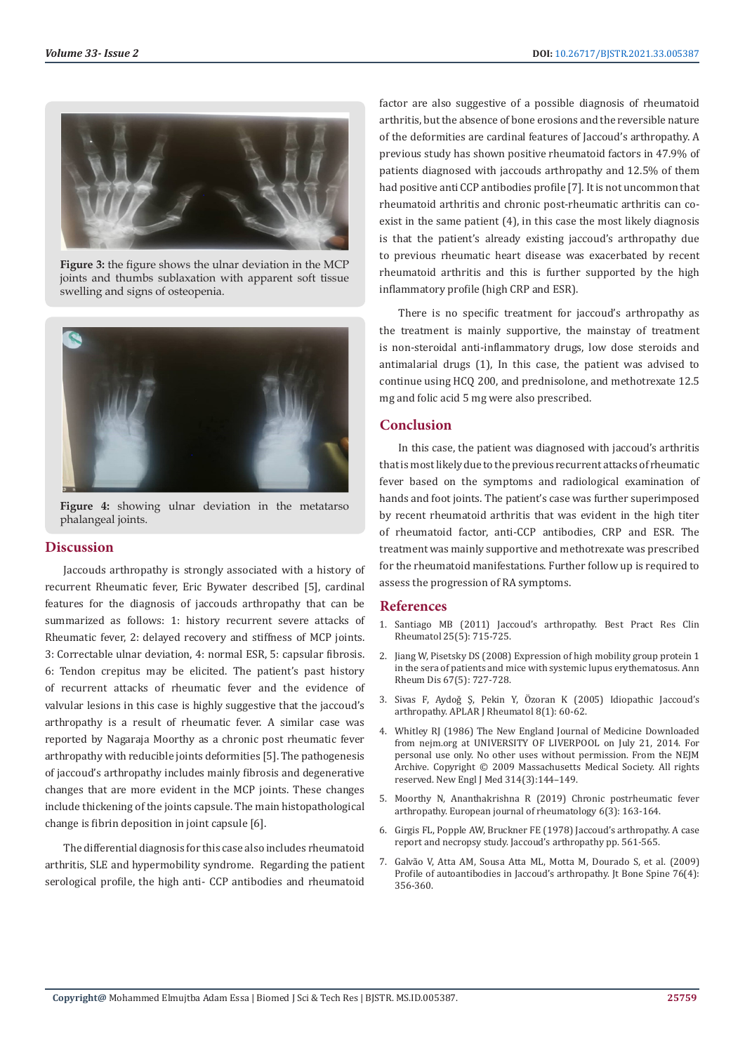Figure 3: the figure shows the ulnar deviation in the MCP joints and thumbs sublaxation with apparent soft tissue swelling and signs of osteopenia.

Figure 4: showing ulnar deviation in the metatarso phalangeal joints.

## Discussion

Jaccouds arthropathy is strongly associated with a history of recurrent Rheumatic fever, Eric Bywater described [5], cardinal features for the diagnosis of jaccouds arthropathy that can be summarized as follows: 1: history recurrent severe attacks of Rheumatic fever, 2: delayed recovery and stiffness of MCP joints. 3: Correctable ulnar deviation, 4: normal ESR, 5: capsular fibrosis. 6: Tendon crepitus may be elicited. The patient's past history of recurrent attacks of rheumatic fever and the evidence of valvular lesions in this case is highly suggestive that the jaccoud's arthropathy is a result of rheumatic fever. A similar case was reported by Nagaraja Moorthy as a chronic post rheumatic fever arthropathy with reducible joints deformities [5]. The pathogenesis of jaccoud's arthropathy includes mainly fibrosis and degenerative changes that are more evident in the MCP joints. These changes include thickening of the joints capsule. The main histopathological change is fibrin deposition in joint capsule [6].

The differential diagnosis for this case also includes rheumatoid arthritis, SLE and hypermobility syndrome. Regarding the patient serological profile, the high anti- CCP antibodies and rheumatoid factor are also suggestive of a possible diagnosis of rheumatoid arthritis, but the absence of bone erosions and the reversible nature of the deformities are cardinal features of Jaccoud's arthropathy. A previous study has shown positive rheumatoid factors in 47.9% of patients diagnosed with jaccouds arthropathy and 12.5% of them had positive anti CCP antibodies profile [7]. It is not uncommon that rheumatoid arthritis and chronic post-rheumatic arthritis can co-exist in the same patient (4), in this case the most likely diagnosis is that the patient's already existing jaccoud's arthropathy due to previous rheumatic heart disease was exacerbated by recent rheumatoid arthritis and this is further supported by the high inflammatory profile (high CRP and ESR).

There is no specific treatment for jaccoud's arthropathy as the treatment is mainly supportive, the mainstay of treatment is non-steroidal anti-inflammatory drugs, low dose steroids and antimalarial drugs (1), In this case, the patient was advised to continue using HCQ 200, and prednisolone, and methotrexate 12.5 mg and folic acid 5 mg were also prescribed.

## Conclusion

In this case, the patient was diagnosed with jaccoud's arthritis that is most likely due to the previous recurrent attacks of rheumatic fever based on the symptoms and radiological examination of hands and foot joints. The patient's case was further superimposed by recent rheumatoid arthritis that was evident in the high titer of rheumatoid factor, anti-CCP antibodies, CRP and ESR. The treatment was mainly supportive and methotrexate was prescribed for the rheumatoid manifestations. Further follow up is required to assess the progression of RA symptoms.

## References

1. Santiago MB (2011) Jaccoud's arthropathy. Best Pract Res Clin Rheumatol 25(5): 715-725.
2. Jiang W, Pisetsky DS (2008) Expression of high mobility group protein 1 in the sera of patients and mice with systemic lupus erythematosus. Ann Rheum Dis 67(5): 727-728.
3. Sivas F, Aydoğ Ş, Pekin Y, Özoran K (2005) Idiopathic Jaccoud's arthropathy. APLAR J Rheumatol 8(1): 60-62.
4. Whitley RJ (1986) The New England Journal of Medicine Downloaded from nejm.org at UNIVERSITY OF LIVERPOOL on July 21, 2014. For personal use only. No other uses without permission. From the NEJM Archive. Copyright © 2009 Massachusetts Medical Society. All rights reserved. New Engl J Med 314(3):144–149.
5. Moorthy N, Ananthakrishna R (2019) Chronic postrheumatic fever arthropathy. European journal of rheumatology 6(3): 163-164.
6. Girgis FL, Popple AW, Bruckner FE (1978) Jaccoud's arthropathy. A case report and necropsy study. Jaccoud's arthropathy pp. 561-565.
7. Galvão V, Atta AM, Sousa Atta ML, Motta M, Dourado S, et al. (2009) Profile of autoantibodies in Jaccoud's arthropathy. Jt Bone Spine 76(4): 356-360.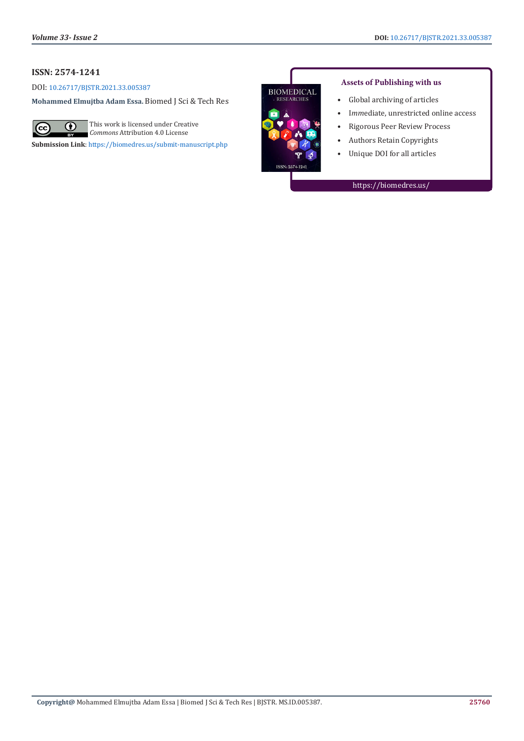**ISSN: 2574-1241**

DOI: 10.26717/BJSTR.2021.33.005387

**Mohammed Elmujtba Adam Essa.** Biomed J Sci & Tech Res

This work is licensed under Creative *Commons* Attribution 4.0 License

**Submission Link**: https://biomedres.us/submit-manuscript.php

### Assets of Publishing with us

- Global archiving of articles
- Immediate, unrestricted online access
- Rigorous Peer Review Process
- Authors Retain Copyrights
- Unique DOI for all articles

https://biomedres.us/